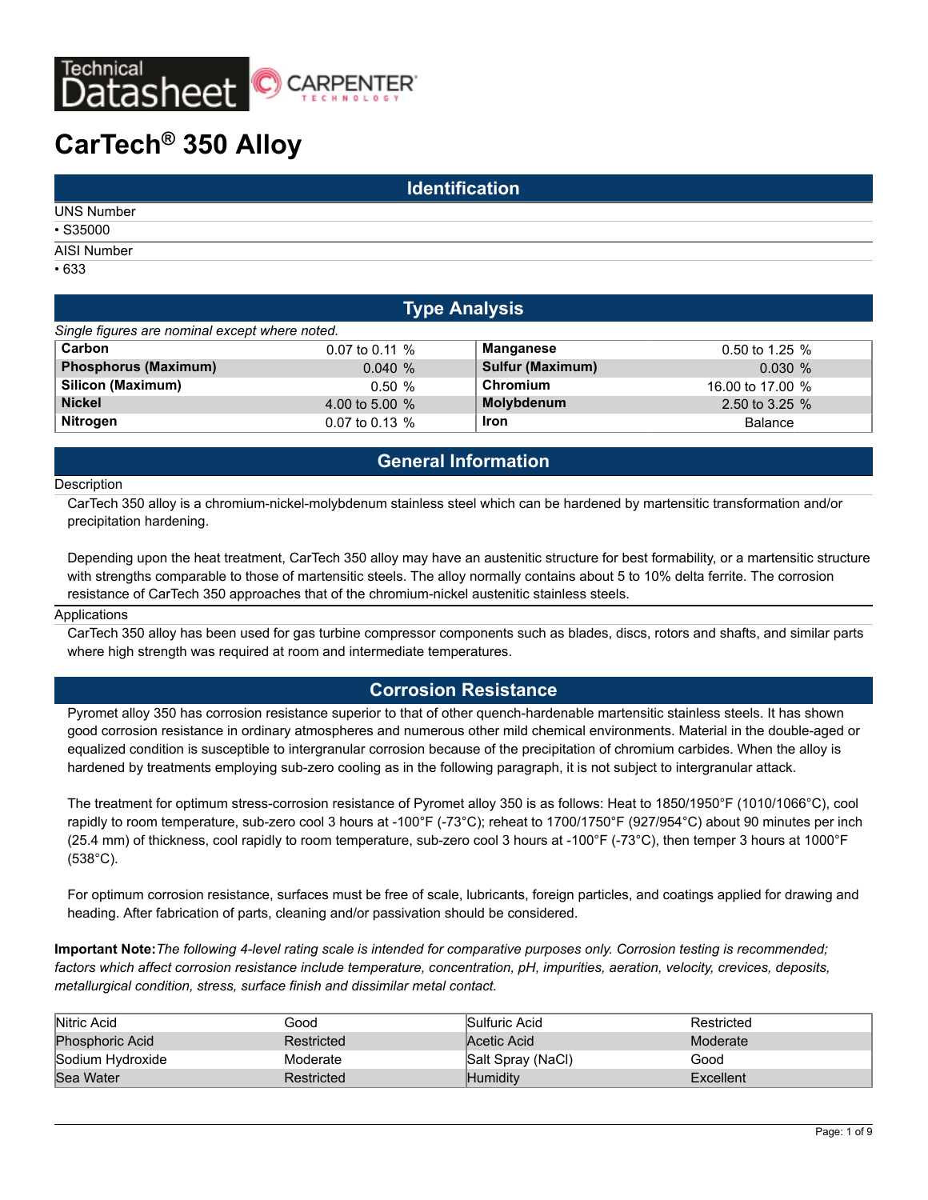Technical Datasheet CARPENTER TECHNOLOGY

# CarTech® 350 Alloy

## Identification

UNS Number

- S35000

AISI Number

- 633

## Type Analysis

*Single figures are nominal except where noted.*

| | | | |
|---|---|---|---|
| **Carbon** | 0.07 to 0.11 % | **Manganese** | 0.50 to 1.25 % |
| **Phosphorus (Maximum)** | 0.040 % | **Sulfur (Maximum)** | 0.030 % |
| **Silicon (Maximum)** | 0.50 % | **Chromium** | 16.00 to 17.00 % |
| **Nickel** | 4.00 to 5.00 % | **Molybdenum** | 2.50 to 3.25 % |
| **Nitrogen** | 0.07 to 0.13 % | **Iron** | Balance |

## General Information

Description

CarTech 350 alloy is a chromium-nickel-molybdenum stainless steel which can be hardened by martensitic transformation and/or precipitation hardening.

Depending upon the heat treatment, CarTech 350 alloy may have an austenitic structure for best formability, or a martensitic structure with strengths comparable to those of martensitic steels. The alloy normally contains about 5 to 10% delta ferrite. The corrosion resistance of CarTech 350 approaches that of the chromium-nickel austenitic stainless steels.

Applications

CarTech 350 alloy has been used for gas turbine compressor components such as blades, discs, rotors and shafts, and similar parts where high strength was required at room and intermediate temperatures.

## Corrosion Resistance

Pyromet alloy 350 has corrosion resistance superior to that of other quench-hardenable martensitic stainless steels. It has shown good corrosion resistance in ordinary atmospheres and numerous other mild chemical environments. Material in the double-aged or equalized condition is susceptible to intergranular corrosion because of the precipitation of chromium carbides. When the alloy is hardened by treatments employing sub-zero cooling as in the following paragraph, it is not subject to intergranular attack.

The treatment for optimum stress-corrosion resistance of Pyromet alloy 350 is as follows: Heat to 1850/1950°F (1010/1066°C), cool rapidly to room temperature, sub-zero cool 3 hours at -100°F (-73°C); reheat to 1700/1750°F (927/954°C) about 90 minutes per inch (25.4 mm) of thickness, cool rapidly to room temperature, sub-zero cool 3 hours at -100°F (-73°C), then temper 3 hours at 1000°F (538°C).

For optimum corrosion resistance, surfaces must be free of scale, lubricants, foreign particles, and coatings applied for drawing and heading. After fabrication of parts, cleaning and/or passivation should be considered.

**Important Note:** *The following 4-level rating scale is intended for comparative purposes only. Corrosion testing is recommended; factors which affect corrosion resistance include temperature, concentration, pH, impurities, aeration, velocity, crevices, deposits, metallurgical condition, stress, surface finish and dissimilar metal contact.*

| | | | |
|---|---|---|---|
| Nitric Acid | Good | Sulfuric Acid | Restricted |
| Phosphoric Acid | Restricted | Acetic Acid | Moderate |
| Sodium Hydroxide | Moderate | Salt Spray (NaCl) | Good |
| Sea Water | Restricted | Humidity | Excellent |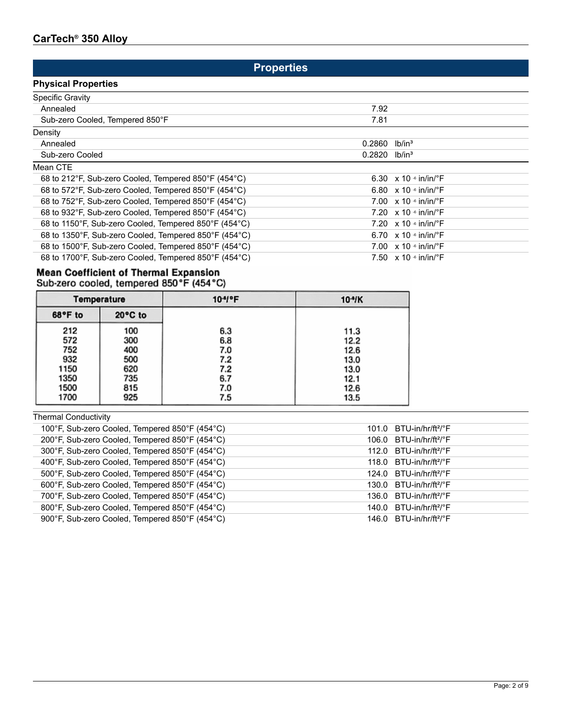## Properties

### Physical Properties

| Property | Value | Unit |
|---|---|---|
| **Specific Gravity** | | |
| Annealed | 7.92 | |
| Sub-zero Cooled, Tempered 850°F | 7.81 | |
| **Density** | | |
| Annealed | 0.2860 | lb/in³ |
| Sub-zero Cooled | 0.2820 | lb/in³ |
| **Mean CTE** | | |
| 68 to 212°F, Sub-zero Cooled, Tempered 850°F (454°C) | 6.30 | x 10 ⁻⁶ in/in/°F |
| 68 to 572°F, Sub-zero Cooled, Tempered 850°F (454°C) | 6.80 | x 10 ⁻⁶ in/in/°F |
| 68 to 752°F, Sub-zero Cooled, Tempered 850°F (454°C) | 7.00 | x 10 ⁻⁶ in/in/°F |
| 68 to 932°F, Sub-zero Cooled, Tempered 850°F (454°C) | 7.20 | x 10 ⁻⁶ in/in/°F |
| 68 to 1150°F, Sub-zero Cooled, Tempered 850°F (454°C) | 7.20 | x 10 ⁻⁶ in/in/°F |
| 68 to 1350°F, Sub-zero Cooled, Tempered 850°F (454°C) | 6.70 | x 10 ⁻⁶ in/in/°F |
| 68 to 1500°F, Sub-zero Cooled, Tempered 850°F (454°C) | 7.00 | x 10 ⁻⁶ in/in/°F |
| 68 to 1700°F, Sub-zero Cooled, Tempered 850°F (454°C) | 7.50 | x 10 ⁻⁶ in/in/°F |

**Mean Coefficient of Thermal Expansion**
Sub-zero cooled, tempered 850°F (454°C)

| Temperature | | $10^{-6}$/°F | $10^{-6}$/K |
|---|---|---|---|
| 68°F to | 20°C to | | |
| 212 | 100 | 6.3 | 11.3 |
| 572 | 300 | 6.8 | 12.2 |
| 752 | 400 | 7.0 | 12.6 |
| 932 | 500 | 7.2 | 13.0 |
| 1150 | 620 | 7.2 | 13.0 |
| 1350 | 735 | 6.7 | 12.1 |
| 1500 | 815 | 7.0 | 12.6 |
| 1700 | 925 | 7.5 | 13.5 |

| Property | Value | Unit |
|---|---|---|
| **Thermal Conductivity** | | |
| 100°F, Sub-zero Cooled, Tempered 850°F (454°C) | 101.0 | BTU-in/hr/ft²/°F |
| 200°F, Sub-zero Cooled, Tempered 850°F (454°C) | 106.0 | BTU-in/hr/ft²/°F |
| 300°F, Sub-zero Cooled, Tempered 850°F (454°C) | 112.0 | BTU-in/hr/ft²/°F |
| 400°F, Sub-zero Cooled, Tempered 850°F (454°C) | 118.0 | BTU-in/hr/ft²/°F |
| 500°F, Sub-zero Cooled, Tempered 850°F (454°C) | 124.0 | BTU-in/hr/ft²/°F |
| 600°F, Sub-zero Cooled, Tempered 850°F (454°C) | 130.0 | BTU-in/hr/ft²/°F |
| 700°F, Sub-zero Cooled, Tempered 850°F (454°C) | 136.0 | BTU-in/hr/ft²/°F |
| 800°F, Sub-zero Cooled, Tempered 850°F (454°C) | 140.0 | BTU-in/hr/ft²/°F |
| 900°F, Sub-zero Cooled, Tempered 850°F (454°C) | 146.0 | BTU-in/hr/ft²/°F |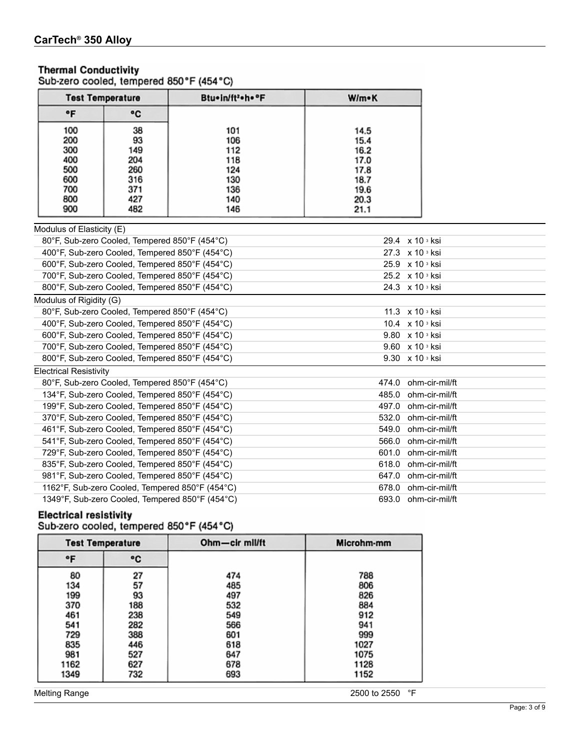## CarTech® 350 Alloy

**Thermal Conductivity**
Sub-zero cooled, tempered 850°F (454°C)

| Test Temperature | | Btu•in/ft²•h•°F | W/m•K |
|---|---|---|---|
| °F | °C | | |
| 100 | 38 | 101 | 14.5 |
| 200 | 93 | 106 | 15.4 |
| 300 | 149 | 112 | 16.2 |
| 400 | 204 | 118 | 17.0 |
| 500 | 260 | 124 | 17.8 |
| 600 | 316 | 130 | 18.7 |
| 700 | 371 | 136 | 19.6 |
| 800 | 427 | 140 | 20.3 |
| 900 | 482 | 146 | 21.1 |

| Property | Value |
|---|---|
| **Modulus of Elasticity (E)** | |
| 80°F, Sub-zero Cooled, Tempered 850°F (454°C) | 29.4 x 10 ³ ksi |
| 400°F, Sub-zero Cooled, Tempered 850°F (454°C) | 27.3 x 10 ³ ksi |
| 600°F, Sub-zero Cooled, Tempered 850°F (454°C) | 25.9 x 10 ³ ksi |
| 700°F, Sub-zero Cooled, Tempered 850°F (454°C) | 25.2 x 10 ³ ksi |
| 800°F, Sub-zero Cooled, Tempered 850°F (454°C) | 24.3 x 10 ³ ksi |
| **Modulus of Rigidity (G)** | |
| 80°F, Sub-zero Cooled, Tempered 850°F (454°C) | 11.3 x 10 ³ ksi |
| 400°F, Sub-zero Cooled, Tempered 850°F (454°C) | 10.4 x 10 ³ ksi |
| 600°F, Sub-zero Cooled, Tempered 850°F (454°C) | 9.80 x 10 ³ ksi |
| 700°F, Sub-zero Cooled, Tempered 850°F (454°C) | 9.60 x 10 ³ ksi |
| 800°F, Sub-zero Cooled, Tempered 850°F (454°C) | 9.30 x 10 ³ ksi |
| **Electrical Resistivity** | |
| 80°F, Sub-zero Cooled, Tempered 850°F (454°C) | 474.0 ohm-cir-mil/ft |
| 134°F, Sub-zero Cooled, Tempered 850°F (454°C) | 485.0 ohm-cir-mil/ft |
| 199°F, Sub-zero Cooled, Tempered 850°F (454°C) | 497.0 ohm-cir-mil/ft |
| 370°F, Sub-zero Cooled, Tempered 850°F (454°C) | 532.0 ohm-cir-mil/ft |
| 461°F, Sub-zero Cooled, Tempered 850°F (454°C) | 549.0 ohm-cir-mil/ft |
| 541°F, Sub-zero Cooled, Tempered 850°F (454°C) | 566.0 ohm-cir-mil/ft |
| 729°F, Sub-zero Cooled, Tempered 850°F (454°C) | 601.0 ohm-cir-mil/ft |
| 835°F, Sub-zero Cooled, Tempered 850°F (454°C) | 618.0 ohm-cir-mil/ft |
| 981°F, Sub-zero Cooled, Tempered 850°F (454°C) | 647.0 ohm-cir-mil/ft |
| 1162°F, Sub-zero Cooled, Tempered 850°F (454°C) | 678.0 ohm-cir-mil/ft |
| 1349°F, Sub-zero Cooled, Tempered 850°F (454°C) | 693.0 ohm-cir-mil/ft |

**Electrical resistivity**
Sub-zero cooled, tempered 850°F (454°C)

| Test Temperature | | Ohm—cir mil/ft | Microhm-mm |
|---|---|---|---|
| °F | °C | | |
| 80 | 27 | 474 | 788 |
| 134 | 57 | 485 | 806 |
| 199 | 93 | 497 | 826 |
| 370 | 188 | 532 | 884 |
| 461 | 238 | 549 | 912 |
| 541 | 282 | 566 | 941 |
| 729 | 388 | 601 | 999 |
| 835 | 446 | 618 | 1027 |
| 981 | 527 | 647 | 1075 |
| 1162 | 627 | 678 | 1128 |
| 1349 | 732 | 693 | 1152 |

| Property | Value |
|---|---|
| Melting Range | 2500 to 2550 °F |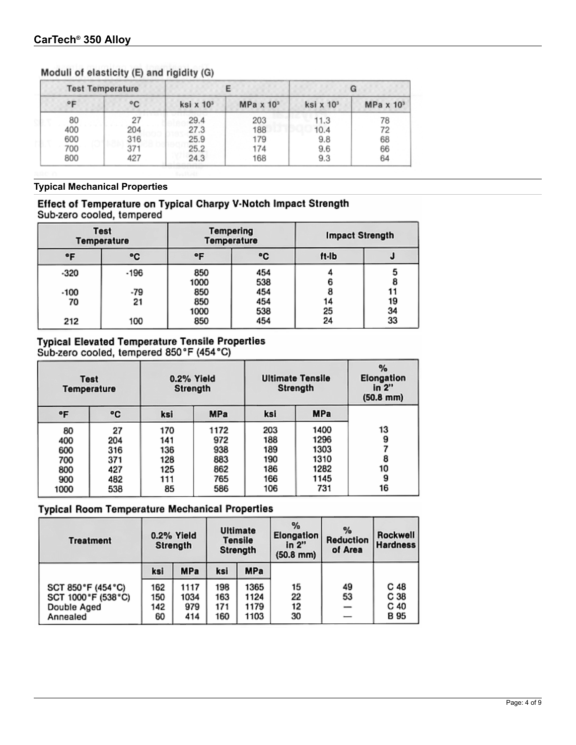## CarTech® 350 Alloy

### Moduli of elasticity (E) and rigidity (G)

| Test Temperature | | E | | G | |
|---|---|---|---|---|---|
| °F | °C | ksi x $10^3$ | MPa x $10^3$ | ksi x $10^3$ | MPa x $10^3$ |
| 80 | 27 | 29.4 | 203 | 11.3 | 78 |
| 400 | 204 | 27.3 | 188 | 10.4 | 72 |
| 600 | 316 | 25.9 | 179 | 9.8 | 68 |
| 700 | 371 | 25.2 | 174 | 9.6 | 66 |
| 800 | 427 | 24.3 | 168 | 9.3 | 64 |

## Typical Mechanical Properties

### Effect of Temperature on Typical Charpy V-Notch Impact Strength

Sub-zero cooled, tempered

| Test Temperature | | Tempering Temperature | | Impact Strength | |
|---|---|---|---|---|---|
| °F | °C | °F | °C | ft-lb | J |
| -320 | -196 | 850 | 454 | 4 | 5 |
| | | 1000 | 538 | 6 | 8 |
| -100 | -79 | 850 | 454 | 8 | 11 |
| 70 | 21 | 850 | 454 | 14 | 19 |
| | | 1000 | 538 | 25 | 34 |
| 212 | 100 | 850 | 454 | 24 | 33 |

### Typical Elevated Temperature Tensile Properties

Sub-zero cooled, tempered 850°F (454°C)

| Test Temperature | | 0.2% Yield Strength | | Ultimate Tensile Strength | | % Elongation in 2" (50.8 mm) |
|---|---|---|---|---|---|---|
| °F | °C | ksi | MPa | ksi | MPa | |
| 80 | 27 | 170 | 1172 | 203 | 1400 | 13 |
| 400 | 204 | 141 | 972 | 188 | 1296 | 9 |
| 600 | 316 | 136 | 938 | 189 | 1303 | 7 |
| 700 | 371 | 128 | 883 | 190 | 1310 | 8 |
| 800 | 427 | 125 | 862 | 186 | 1282 | 10 |
| 900 | 482 | 111 | 765 | 166 | 1145 | 9 |
| 1000 | 538 | 85 | 586 | 106 | 731 | 16 |

### Typical Room Temperature Mechanical Properties

| Treatment | 0.2% Yield Strength | | Ultimate Tensile Strength | | % Elongation in 2" (50.8 mm) | % Reduction of Area | Rockwell Hardness |
|---|---|---|---|---|---|---|---|
| | ksi | MPa | ksi | MPa | | | |
| SCT 850°F (454°C) | 162 | 1117 | 198 | 1365 | 15 | 49 | C 48 |
| SCT 1000°F (538°C) | 150 | 1034 | 163 | 1124 | 22 | 53 | C 38 |
| Double Aged | 142 | 979 | 171 | 1179 | 12 | — | C 40 |
| Annealed | 60 | 414 | 160 | 1103 | 30 | — | B 95 |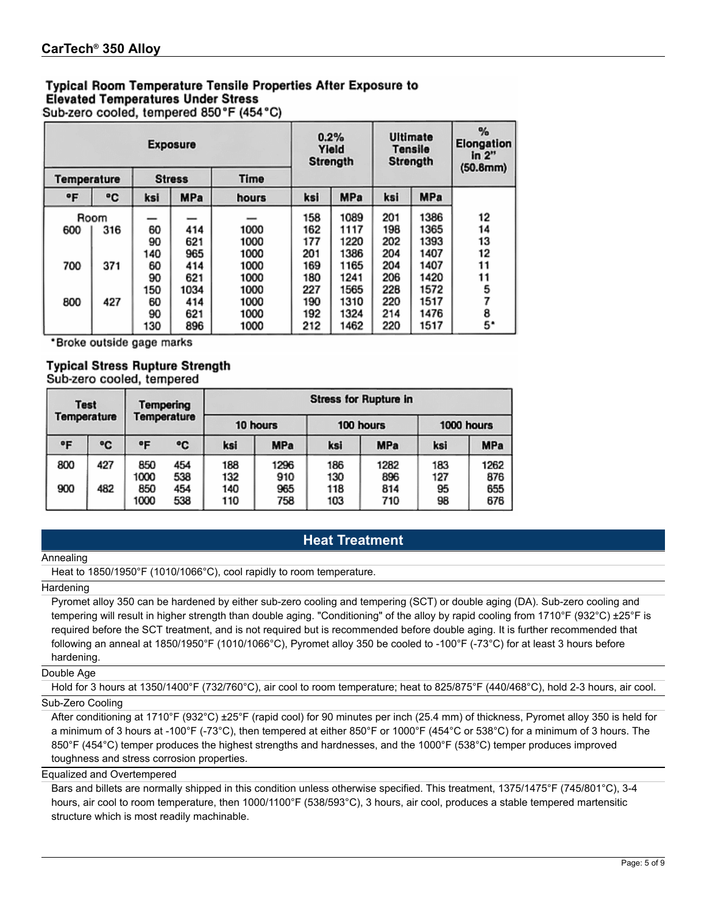## Typical Room Temperature Tensile Properties After Exposure to Elevated Temperatures Under Stress

Sub-zero cooled, tempered 850°F (454°C)

| Exposure | | | | | 0.2% Yield Strength | | Ultimate Tensile Strength | | % Elongation in 2" (50.8mm) |
|---|---|---|---|---|---|---|---|---|---|
| Temperature | | Stress | | Time | | | | | |
| °F | °C | ksi | MPa | hours | ksi | MPa | ksi | MPa | |
| Room | | — | — | — | 158 | 1089 | 201 | 1386 | 12 |
| 600 | 316 | 60 | 414 | 1000 | 162 | 1117 | 198 | 1365 | 14 |
| | | 90 | 621 | 1000 | 177 | 1220 | 202 | 1393 | 13 |
| | | 140 | 965 | 1000 | 201 | 1386 | 204 | 1407 | 12 |
| 700 | 371 | 60 | 414 | 1000 | 169 | 1165 | 204 | 1407 | 11 |
| | | 90 | 621 | 1000 | 180 | 1241 | 206 | 1420 | 11 |
| | | 150 | 1034 | 1000 | 227 | 1565 | 228 | 1572 | 5 |
| 800 | 427 | 60 | 414 | 1000 | 190 | 1310 | 220 | 1517 | 7 |
| | | 90 | 621 | 1000 | 192 | 1324 | 214 | 1476 | 8 |
| | | 130 | 896 | 1000 | 212 | 1462 | 220 | 1517 | 5* |

*Broke outside gage marks

## Typical Stress Rupture Strength

Sub-zero cooled, tempered

| Test Temperature | | Tempering Temperature | | Stress for Rupture in | | | | | |
|---|---|---|---|---|---|---|---|---|---|
| | | | | 10 hours | | 100 hours | | 1000 hours | |
| °F | °C | °F | °C | ksi | MPa | ksi | MPa | ksi | MPa |
| 800 | 427 | 850 | 454 | 188 | 1296 | 186 | 1282 | 183 | 1262 |
| | | 1000 | 538 | 132 | 910 | 130 | 896 | 127 | 876 |
| 900 | 482 | 850 | 454 | 140 | 965 | 118 | 814 | 95 | 655 |
| | | 1000 | 538 | 110 | 758 | 103 | 710 | 98 | 676 |

## Heat Treatment

**Annealing**

Heat to 1850/1950°F (1010/1066°C), cool rapidly to room temperature.

**Hardening**

Pyromet alloy 350 can be hardened by either sub-zero cooling and tempering (SCT) or double aging (DA). Sub-zero cooling and tempering will result in higher strength than double aging. "Conditioning" of the alloy by rapid cooling from 1710°F (932°C) ±25°F is required before the SCT treatment, and is not required but is recommended before double aging. It is further recommended that following an anneal at 1850/1950°F (1010/1066°C), Pyromet alloy 350 be cooled to -100°F (-73°C) for at least 3 hours before hardening.

**Double Age**

Hold for 3 hours at 1350/1400°F (732/760°C), air cool to room temperature; heat to 825/875°F (440/468°C), hold 2-3 hours, air cool.

**Sub-Zero Cooling**

After conditioning at 1710°F (932°C) ±25°F (rapid cool) for 90 minutes per inch (25.4 mm) of thickness, Pyromet alloy 350 is held for a minimum of 3 hours at -100°F (-73°C), then tempered at either 850°F or 1000°F (454°C or 538°C) for a minimum of 3 hours. The 850°F (454°C) temper produces the highest strengths and hardnesses, and the 1000°F (538°C) temper produces improved toughness and stress corrosion properties.

**Equalized and Overtempered**

Bars and billets are normally shipped in this condition unless otherwise specified. This treatment, 1375/1475°F (745/801°C), 3-4 hours, air cool to room temperature, then 1000/1100°F (538/593°C), 3 hours, air cool, produces a stable tempered martensitic structure which is most readily machinable.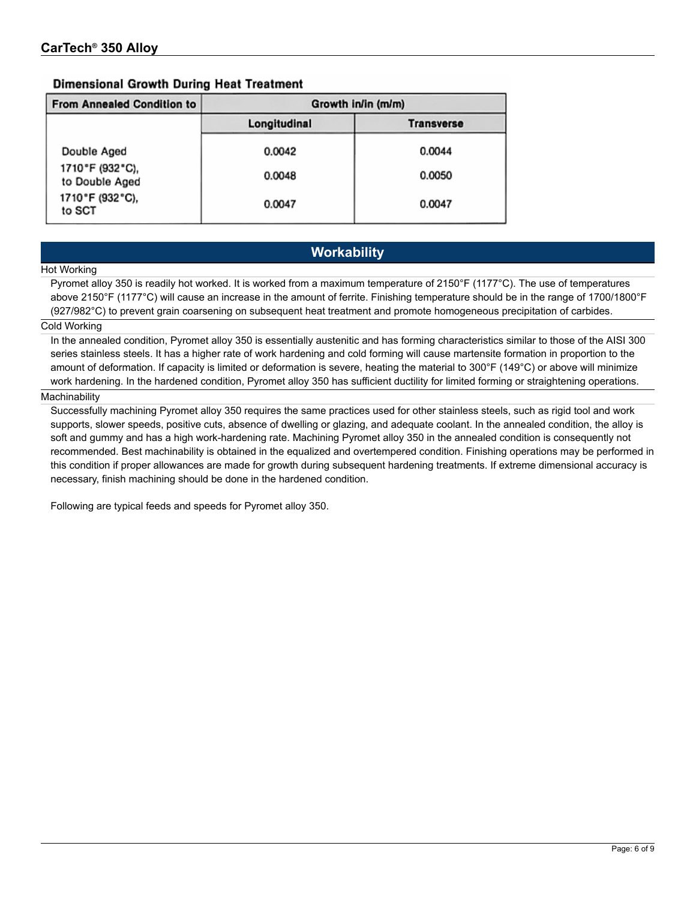### Dimensional Growth During Heat Treatment

| From Annealed Condition to | Growth in/in (m/m) | |
|---|---|---|
| | Longitudinal | Transverse |
| Double Aged | 0.0042 | 0.0044 |
| 1710°F (932°C), to Double Aged | 0.0048 | 0.0050 |
| 1710°F (932°C), to SCT | 0.0047 | 0.0047 |

## Workability

### Hot Working

Pyromet alloy 350 is readily hot worked. It is worked from a maximum temperature of 2150°F (1177°C). The use of temperatures above 2150°F (1177°C) will cause an increase in the amount of ferrite. Finishing temperature should be in the range of 1700/1800°F (927/982°C) to prevent grain coarsening on subsequent heat treatment and promote homogeneous precipitation of carbides.

### Cold Working

In the annealed condition, Pyromet alloy 350 is essentially austenitic and has forming characteristics similar to those of the AISI 300 series stainless steels. It has a higher rate of work hardening and cold forming will cause martensite formation in proportion to the amount of deformation. If capacity is limited or deformation is severe, heating the material to 300°F (149°C) or above will minimize work hardening. In the hardened condition, Pyromet alloy 350 has sufficient ductility for limited forming or straightening operations.

### Machinability

Successfully machining Pyromet alloy 350 requires the same practices used for other stainless steels, such as rigid tool and work supports, slower speeds, positive cuts, absence of dwelling or glazing, and adequate coolant. In the annealed condition, the alloy is soft and gummy and has a high work-hardening rate. Machining Pyromet alloy 350 in the annealed condition is consequently not recommended. Best machinability is obtained in the equalized and overtempered condition. Finishing operations may be performed in this condition if proper allowances are made for growth during subsequent hardening treatments. If extreme dimensional accuracy is necessary, finish machining should be done in the hardened condition.

Following are typical feeds and speeds for Pyromet alloy 350.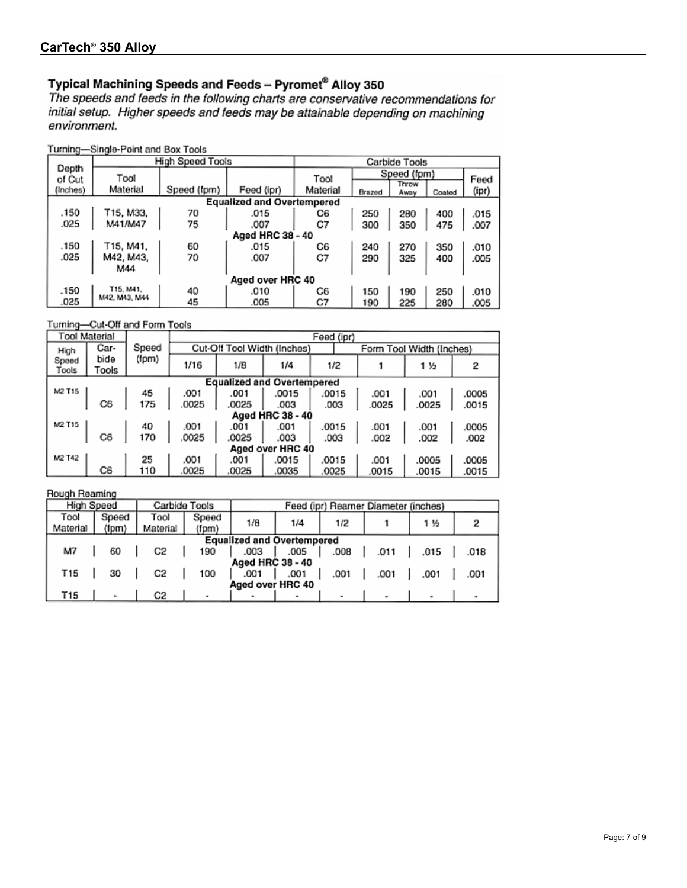## CarTech® 350 Alloy

### Typical Machining Speeds and Feeds – Pyromet® Alloy 350

*The speeds and feeds in the following charts are conservative recommendations for initial setup. Higher speeds and feeds may be attainable depending on machining environment.*

Turning—Single-Point and Box Tools

| Depth of Cut (Inches) | High Speed Tools | | | Carbide Tools | | | | |
|---|---|---|---|---|---|---|---|---|
| | Tool Material | Speed (fpm) | Feed (ipr) | Tool Material | Speed (fpm) Brazed | Speed (fpm) Throw Away | Speed (fpm) Coated | Feed (ipr) |
| **Equalized and Overtempered** | | | | | | | | |
| .150 | T15, M33, M41/M47 | 70 | .015 | C6 | 250 | 280 | 400 | .015 |
| .025 | | 75 | .007 | C7 | 300 | 350 | 475 | .007 |
| **Aged HRC 38 - 40** | | | | | | | | |
| .150 | T15, M41, M42, M43, M44 | 60 | .015 | C6 | 240 | 270 | 350 | .010 |
| .025 | | 70 | .007 | C7 | 290 | 325 | 400 | .005 |
| **Aged over HRC 40** | | | | | | | | |
| .150 | T15, M41, M42, M43, M44 | 40 | .010 | C6 | 150 | 190 | 250 | .010 |
| .025 | | 45 | .005 | C7 | 190 | 225 | 280 | .005 |

Turning—Cut-Off and Form Tools

| Tool Material | | Speed (fpm) | Feed (ipr) | | | | | | |
|---|---|---|---|---|---|---|---|---|---|
| High Speed Tools | Carbide Tools | | Cut-Off Tool Width (Inches) 1/16 | 1/8 | 1/4 | Form Tool Width (Inches) 1/2 | 1 | 1 ½ | 2 |
| **Equalized and Overtempered** | | | | | | | | | |
| M2 T15 | | 45 | .001 | .001 | .0015 | .0015 | .001 | .001 | .0005 |
| | C6 | 175 | .0025 | .0025 | .003 | .003 | .0025 | .0025 | .0015 |
| **Aged HRC 38 - 40** | | | | | | | | | |
| M2 T15 | | 40 | .001 | .001 | .001 | .0015 | .001 | .001 | .0005 |
| | C6 | 170 | .0025 | .0025 | .003 | .003 | .002 | .002 | .002 |
| **Aged over HRC 40** | | | | | | | | | |
| M2 T42 | | 25 | .001 | .001 | .0015 | .0015 | .001 | .0005 | .0005 |
| | C6 | 110 | .0025 | .0025 | .0035 | .0025 | .0015 | .0015 | .0015 |

Rough Reaming

| High Speed | | Carbide Tools | | Feed (ipr) Reamer Diameter (inches) | | | | | |
|---|---|---|---|---|---|---|---|---|---|
| Tool Material | Speed (fpm) | Tool Material | Speed (fpm) | 1/8 | 1/4 | 1/2 | 1 | 1 ½ | 2 |
| **Equalized and Overtempered** | | | | | | | | | |
| M7 | 60 | C2 | 190 | .003 | .005 | .008 | .011 | .015 | .018 |
| **Aged HRC 38 - 40** | | | | | | | | | |
| T15 | 30 | C2 | 100 | .001 | .001 | .001 | .001 | .001 | .001 |
| **Aged over HRC 40** | | | | | | | | | |
| T15 | - | C2 | - | - | - | - | - | - | - |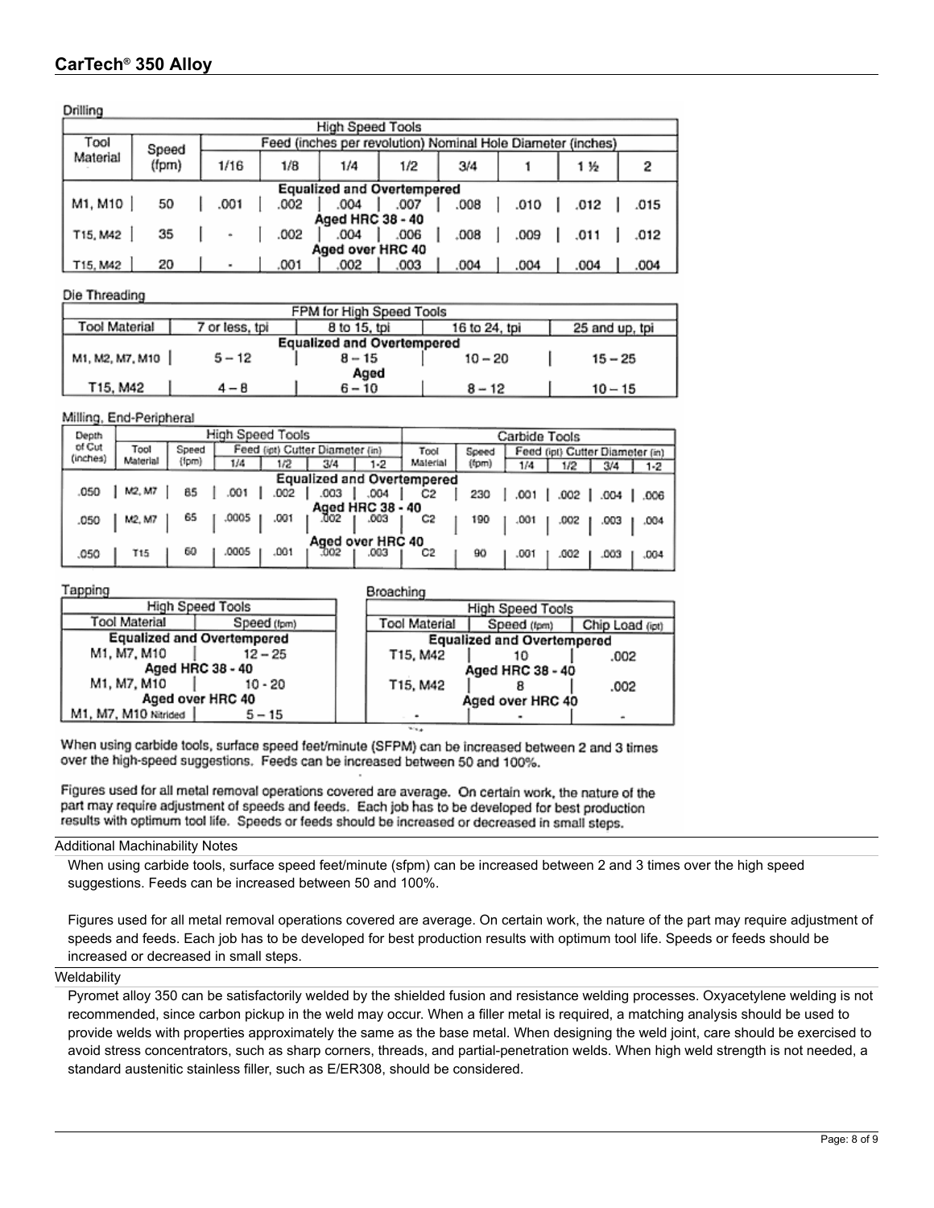## CarTech® 350 Alloy

### Drilling

| High Speed Tools | | | | | | | | | |
|---|---|---|---|---|---|---|---|---|---|
| Tool Material | Speed (fpm) | Feed (inches per revolution) Nominal Hole Diameter (inches) | | | | | | | |
| | | 1/16 | 1/8 | 1/4 | 1/2 | 3/4 | 1 | 1 ½ | 2 |
| **Equalized and Overtempered** | | | | | | | | | |
| M1, M10 | 50 | .001 | .002 | .004 | .007 | .008 | .010 | .012 | .015 |
| **Aged HRC 38 - 40** | | | | | | | | | |
| T15, M42 | 35 | - | .002 | .004 | .006 | .008 | .009 | .011 | .012 |
| **Aged over HRC 40** | | | | | | | | | |
| T15, M42 | 20 | - | .001 | .002 | .003 | .004 | .004 | .004 | .004 |

### Die Threading

| FPM for High Speed Tools | | | | |
|---|---|---|---|---|
| Tool Material | 7 or less, tpi | 8 to 15, tpi | 16 to 24, tpi | 25 and up, tpi |
| **Equalized and Overtempered** | | | | |
| M1, M2, M7, M10 | 5 – 12 | 8 – 15 | 10 – 20 | 15 – 25 |
| **Aged** | | | | |
| T15, M42 | 4 – 8 | 6 – 10 | 8 – 12 | 10 – 15 |

### Milling, End-Peripheral

| Depth of Cut (inches) | High Speed Tools | | | | | | Carbide Tools | | | | | |
|---|---|---|---|---|---|---|---|---|---|---|---|---|
| | Tool Material | Speed (fpm) | Feed (ipt) Cutter Diameter (in) | | | | Tool Material | Speed (fpm) | Feed (ipt) Cutter Diameter (in) | | | |
| | | | 1/4 | 1/2 | 3/4 | 1-2 | | | 1/4 | 1/2 | 3/4 | 1-2 |
| **Equalized and Overtempered** | | | | | | | | | | | | |
| .050 | M2, M7 | 85 | .001 | .002 | .003 | .004 | C2 | 230 | .001 | .002 | .004 | .006 |
| **Aged HRC 38 - 40** | | | | | | | | | | | | |
| .050 | M2, M7 | 65 | .0005 | .001 | .002 | .003 | C2 | 190 | .001 | .002 | .003 | .004 |
| **Aged over HRC 40** | | | | | | | | | | | | |
| .050 | T15 | 60 | .0005 | .001 | .002 | .003 | C2 | 90 | .001 | .002 | .003 | .004 |

### Tapping

| High Speed Tools | |
|---|---|
| Tool Material | Speed (fpm) |
| **Equalized and Overtempered** | |
| M1, M7, M10 | 12 – 25 |
| **Aged HRC 38 - 40** | |
| M1, M7, M10 | 10 - 20 |
| **Aged over HRC 40** | |
| M1, M7, M10 Nitrided | 5 – 15 |

### Broaching

| High Speed Tools | | |
|---|---|---|
| Tool Material | Speed (fpm) | Chip Load (ipt) |
| **Equalized and Overtempered** | | |
| T15, M42 | 10 | .002 |
| **Aged HRC 38 - 40** | | |
| T15, M42 | 8 | .002 |
| **Aged over HRC 40** | | |
| - | - | - |

When using carbide tools, surface speed feet/minute (SFPM) can be increased between 2 and 3 times over the high-speed suggestions. Feeds can be increased between 50 and 100%.

Figures used for all metal removal operations covered are average. On certain work, the nature of the part may require adjustment of speeds and feeds. Each job has to be developed for best production results with optimum tool life. Speeds or feeds should be increased or decreased in small steps.

### Additional Machinability Notes

When using carbide tools, surface speed feet/minute (sfpm) can be increased between 2 and 3 times over the high speed suggestions. Feeds can be increased between 50 and 100%.

Figures used for all metal removal operations covered are average. On certain work, the nature of the part may require adjustment of speeds and feeds. Each job has to be developed for best production results with optimum tool life. Speeds or feeds should be increased or decreased in small steps.

### Weldability

Pyromet alloy 350 can be satisfactorily welded by the shielded fusion and resistance welding processes. Oxyacetylene welding is not recommended, since carbon pickup in the weld may occur. When a filler metal is required, a matching analysis should be used to provide welds with properties approximately the same as the base metal. When designing the weld joint, care should be exercised to avoid stress concentrators, such as sharp corners, threads, and partial-penetration welds. When high weld strength is not needed, a standard austenitic stainless filler, such as E/ER308, should be considered.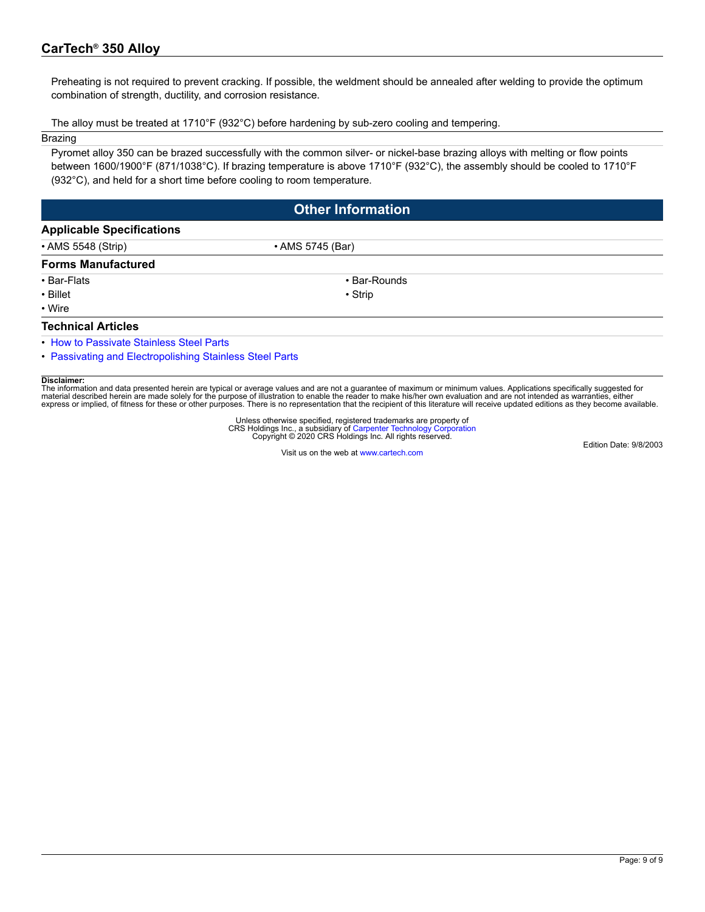Preheating is not required to prevent cracking. If possible, the weldment should be annealed after welding to provide the optimum combination of strength, ductility, and corrosion resistance.

The alloy must be treated at 1710°F (932°C) before hardening by sub-zero cooling and tempering.

### Brazing

Pyromet alloy 350 can be brazed successfully with the common silver- or nickel-base brazing alloys with melting or flow points between 1600/1900°F (871/1038°C). If brazing temperature is above 1710°F (932°C), the assembly should be cooled to 1710°F (932°C), and held for a short time before cooling to room temperature.

## Other Information

### Applicable Specifications

- AMS 5548 (Strip)
- AMS 5745 (Bar)

### Forms Manufactured

- Bar-Flats
- Bar-Rounds
- Billet
- Strip
- Wire

### Technical Articles

- How to Passivate Stainless Steel Parts
- Passivating and Electropolishing Stainless Steel Parts

**Disclaimer:**
The information and data presented herein are typical or average values and are not a guarantee of maximum or minimum values. Applications specifically suggested for material described herein are made solely for the purpose of illustration to enable the reader to make his/her own evaluation and are not intended as warranties, either express or implied, of fitness for these or other purposes. There is no representation that the recipient of this literature will receive updated editions as they become available.

Unless otherwise specified, registered trademarks are property of
CRS Holdings Inc., a subsidiary of Carpenter Technology Corporation
Copyright © 2020 CRS Holdings Inc. All rights reserved.

Edition Date: 9/8/2003

Visit us on the web at www.cartech.com